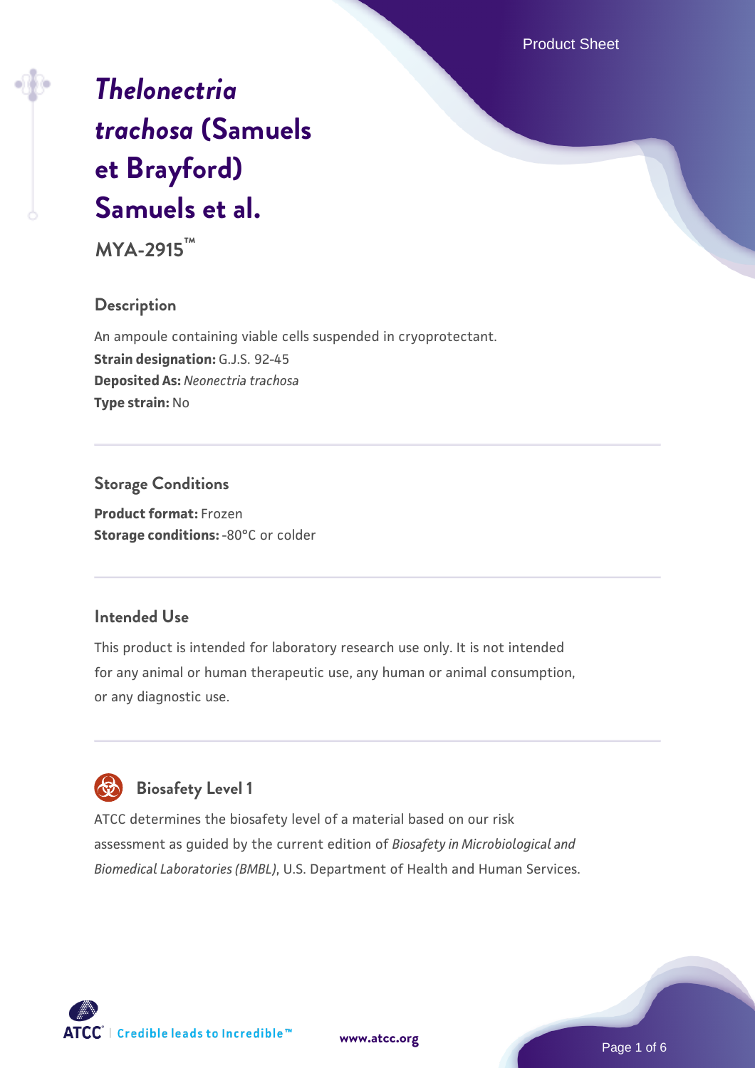# *Thelonectria trachosa* (Samuels et Brayford) Samuels et al.

**MYA-2915™**

## Description

An ampoule containing viable cells suspended in cryoprotectant.
**Strain designation:** G.J.S. 92-45
**Deposited As:** *Neonectria trachosa*
**Type strain:** No

## Storage Conditions

**Product format:** Frozen
**Storage conditions:** -80°C or colder

## Intended Use

This product is intended for laboratory research use only. It is not intended for any animal or human therapeutic use, any human or animal consumption, or any diagnostic use.

## Biosafety Level 1

ATCC determines the biosafety level of a material based on our risk assessment as guided by the current edition of *Biosafety in Microbiological and Biomedical Laboratories (BMBL)*, U.S. Department of Health and Human Services.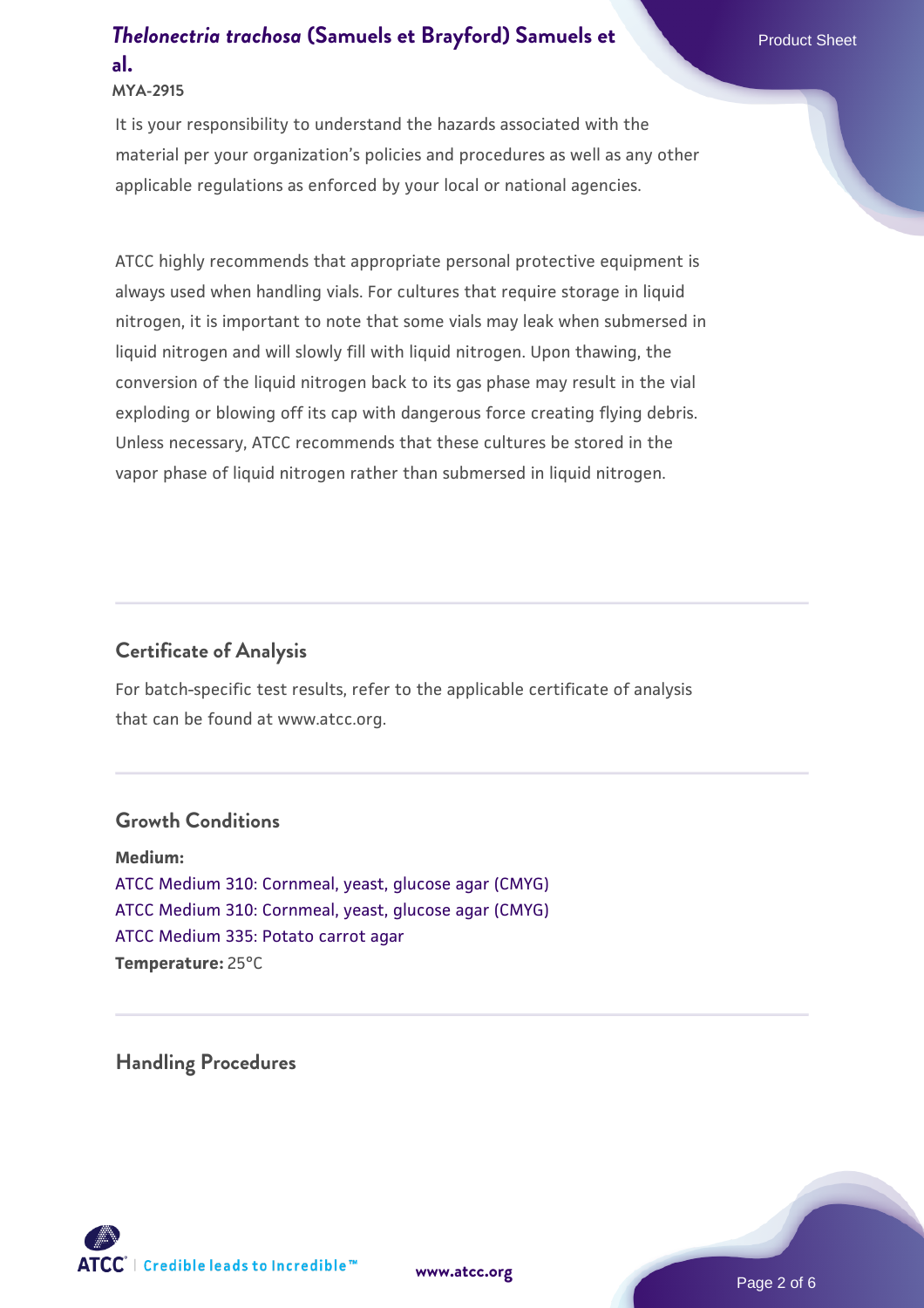It is your responsibility to understand the hazards associated with the material per your organization's policies and procedures as well as any other applicable regulations as enforced by your local or national agencies.

ATCC highly recommends that appropriate personal protective equipment is always used when handling vials. For cultures that require storage in liquid nitrogen, it is important to note that some vials may leak when submersed in liquid nitrogen and will slowly fill with liquid nitrogen. Upon thawing, the conversion of the liquid nitrogen back to its gas phase may result in the vial exploding or blowing off its cap with dangerous force creating flying debris. Unless necessary, ATCC recommends that these cultures be stored in the vapor phase of liquid nitrogen rather than submersed in liquid nitrogen.

## Certificate of Analysis

For batch-specific test results, refer to the applicable certificate of analysis that can be found at www.atcc.org.

## Growth Conditions

**Medium:**
ATCC Medium 310: Cornmeal, yeast, glucose agar (CMYG)
ATCC Medium 310: Cornmeal, yeast, glucose agar (CMYG)
ATCC Medium 335: Potato carrot agar
**Temperature:** 25°C

## Handling Procedures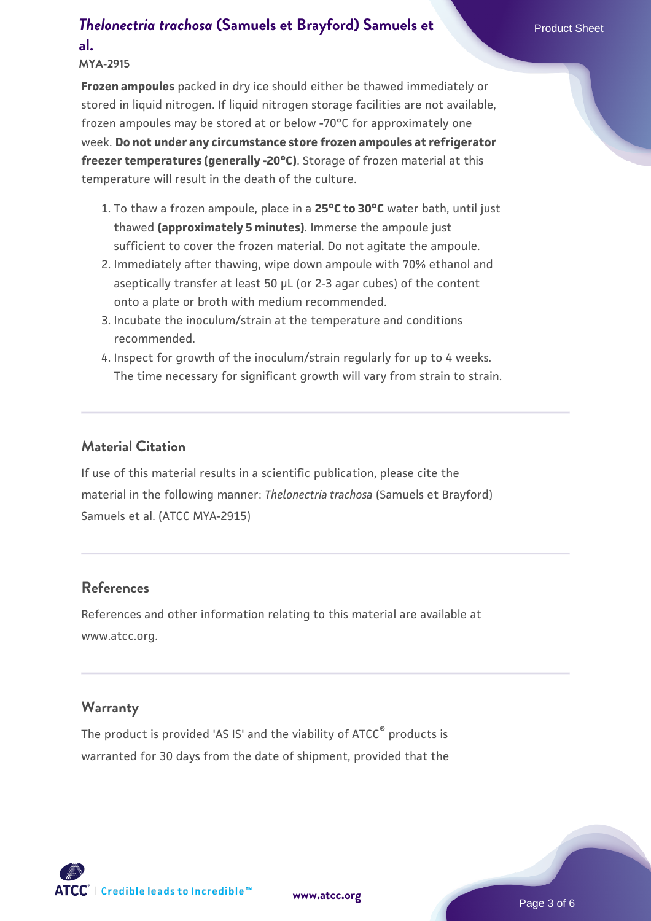**Frozen ampoules** packed in dry ice should either be thawed immediately or stored in liquid nitrogen. If liquid nitrogen storage facilities are not available, frozen ampoules may be stored at or below -70°C for approximately one week. **Do not under any circumstance store frozen ampoules at refrigerator freezer temperatures (generally -20°C)**. Storage of frozen material at this temperature will result in the death of the culture.

1. To thaw a frozen ampoule, place in a **25°C to 30°C** water bath, until just thawed **(approximately 5 minutes)**. Immerse the ampoule just sufficient to cover the frozen material. Do not agitate the ampoule.
2. Immediately after thawing, wipe down ampoule with 70% ethanol and aseptically transfer at least 50 µL (or 2-3 agar cubes) of the content onto a plate or broth with medium recommended.
3. Incubate the inoculum/strain at the temperature and conditions recommended.
4. Inspect for growth of the inoculum/strain regularly for up to 4 weeks. The time necessary for significant growth will vary from strain to strain.

## Material Citation

If use of this material results in a scientific publication, please cite the material in the following manner: *Thelonectria trachosa* (Samuels et Brayford) Samuels et al. (ATCC MYA-2915)

## References

References and other information relating to this material are available at www.atcc.org.

## Warranty

The product is provided 'AS IS' and the viability of ATCC® products is warranted for 30 days from the date of shipment, provided that the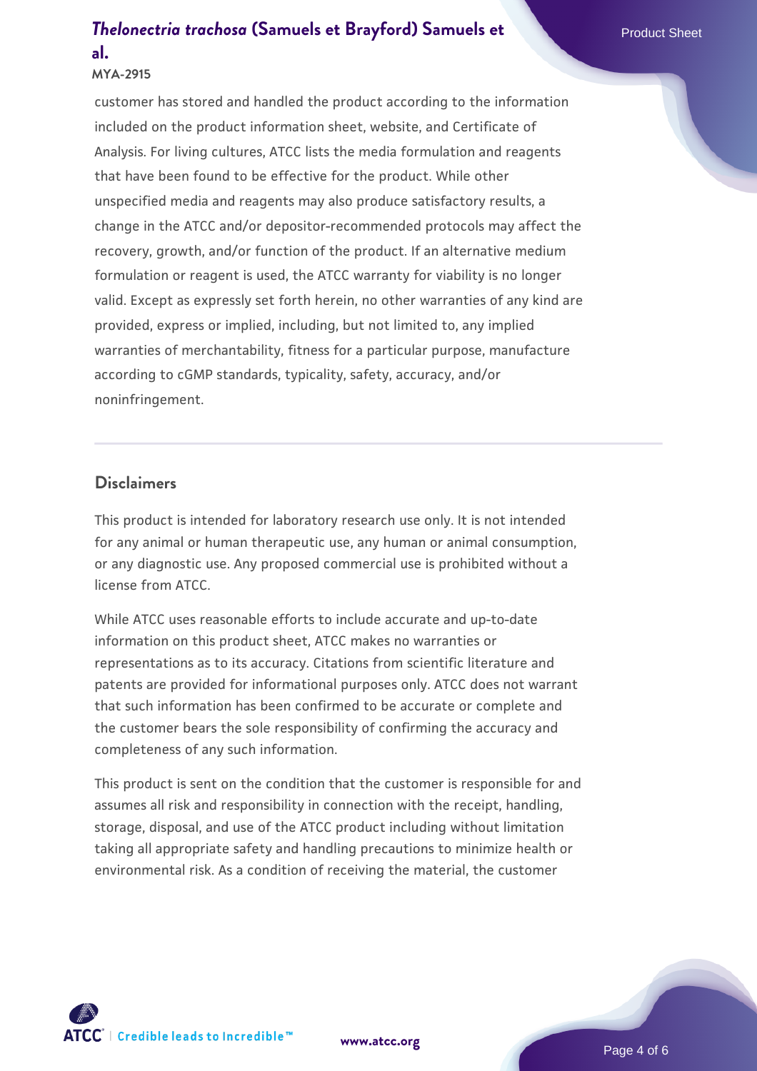customer has stored and handled the product according to the information included on the product information sheet, website, and Certificate of Analysis. For living cultures, ATCC lists the media formulation and reagents that have been found to be effective for the product. While other unspecified media and reagents may also produce satisfactory results, a change in the ATCC and/or depositor-recommended protocols may affect the recovery, growth, and/or function of the product. If an alternative medium formulation or reagent is used, the ATCC warranty for viability is no longer valid. Except as expressly set forth herein, no other warranties of any kind are provided, express or implied, including, but not limited to, any implied warranties of merchantability, fitness for a particular purpose, manufacture according to cGMP standards, typicality, safety, accuracy, and/or noninfringement.

## Disclaimers

This product is intended for laboratory research use only. It is not intended for any animal or human therapeutic use, any human or animal consumption, or any diagnostic use. Any proposed commercial use is prohibited without a license from ATCC.

While ATCC uses reasonable efforts to include accurate and up-to-date information on this product sheet, ATCC makes no warranties or representations as to its accuracy. Citations from scientific literature and patents are provided for informational purposes only. ATCC does not warrant that such information has been confirmed to be accurate or complete and the customer bears the sole responsibility of confirming the accuracy and completeness of any such information.

This product is sent on the condition that the customer is responsible for and assumes all risk and responsibility in connection with the receipt, handling, storage, disposal, and use of the ATCC product including without limitation taking all appropriate safety and handling precautions to minimize health or environmental risk. As a condition of receiving the material, the customer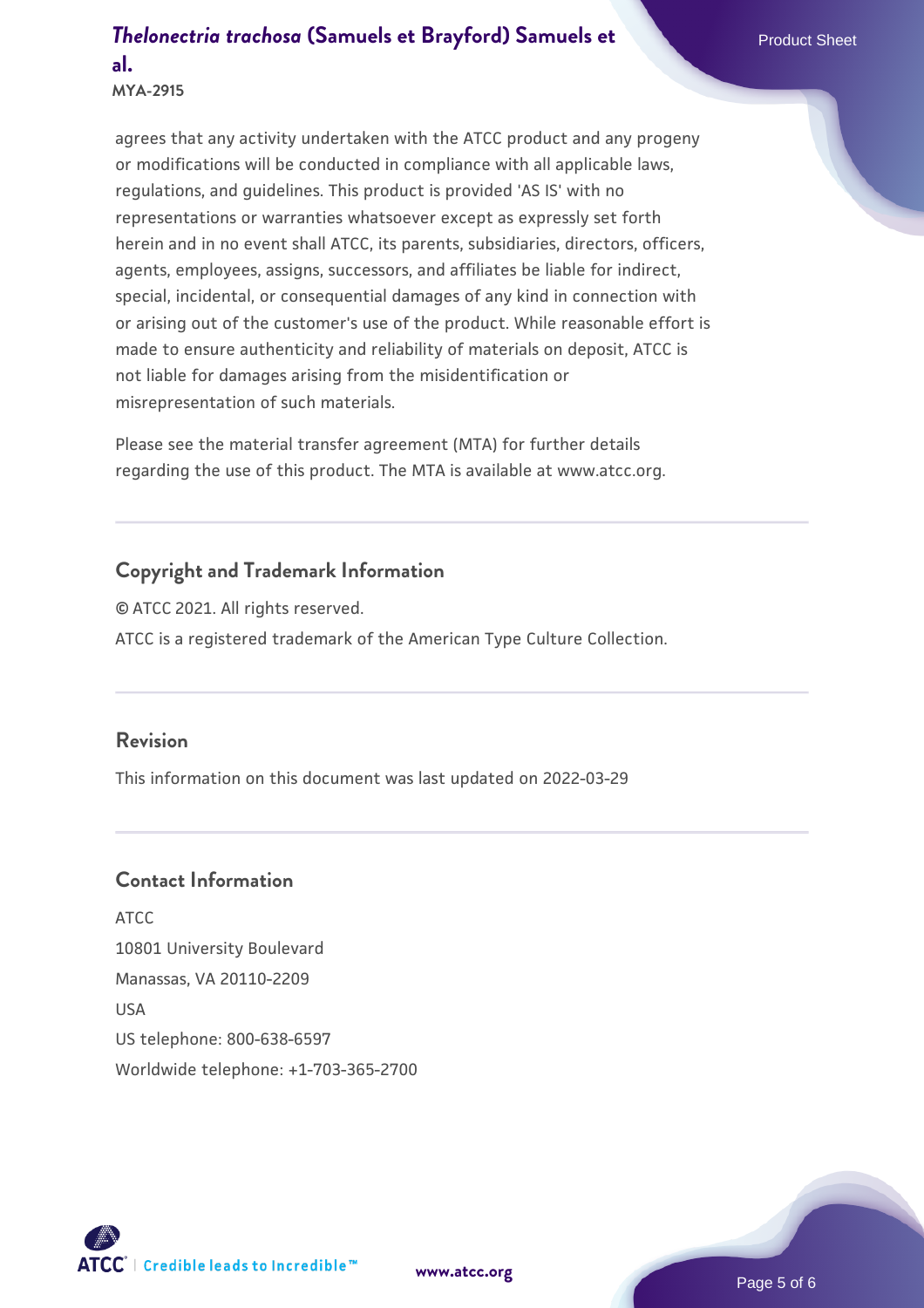agrees that any activity undertaken with the ATCC product and any progeny or modifications will be conducted in compliance with all applicable laws, regulations, and guidelines. This product is provided 'AS IS' with no representations or warranties whatsoever except as expressly set forth herein and in no event shall ATCC, its parents, subsidiaries, directors, officers, agents, employees, assigns, successors, and affiliates be liable for indirect, special, incidental, or consequential damages of any kind in connection with or arising out of the customer's use of the product. While reasonable effort is made to ensure authenticity and reliability of materials on deposit, ATCC is not liable for damages arising from the misidentification or misrepresentation of such materials.

Please see the material transfer agreement (MTA) for further details regarding the use of this product. The MTA is available at www.atcc.org.

## Copyright and Trademark Information

© ATCC 2021. All rights reserved.

ATCC is a registered trademark of the American Type Culture Collection.

## Revision

This information on this document was last updated on 2022-03-29

## Contact Information

ATCC
10801 University Boulevard
Manassas, VA 20110-2209
USA
US telephone: 800-638-6597
Worldwide telephone: +1-703-365-2700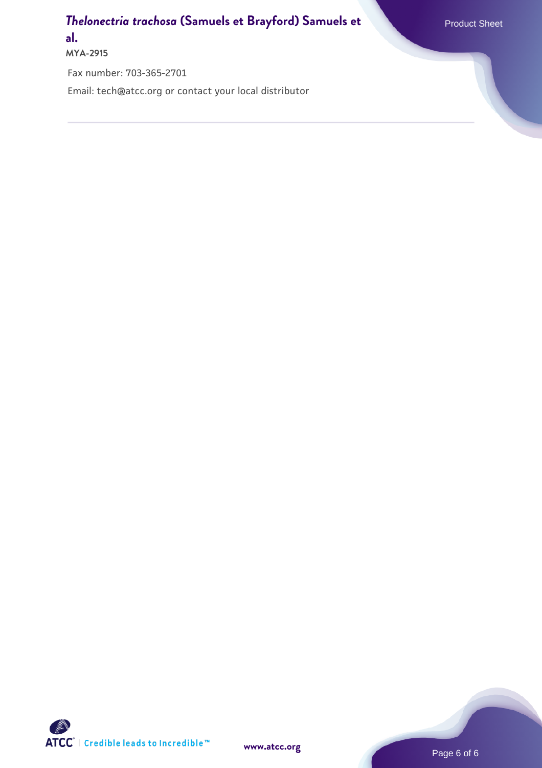Fax number: 703-365-2701

Email: tech@atcc.org or contact your local distributor